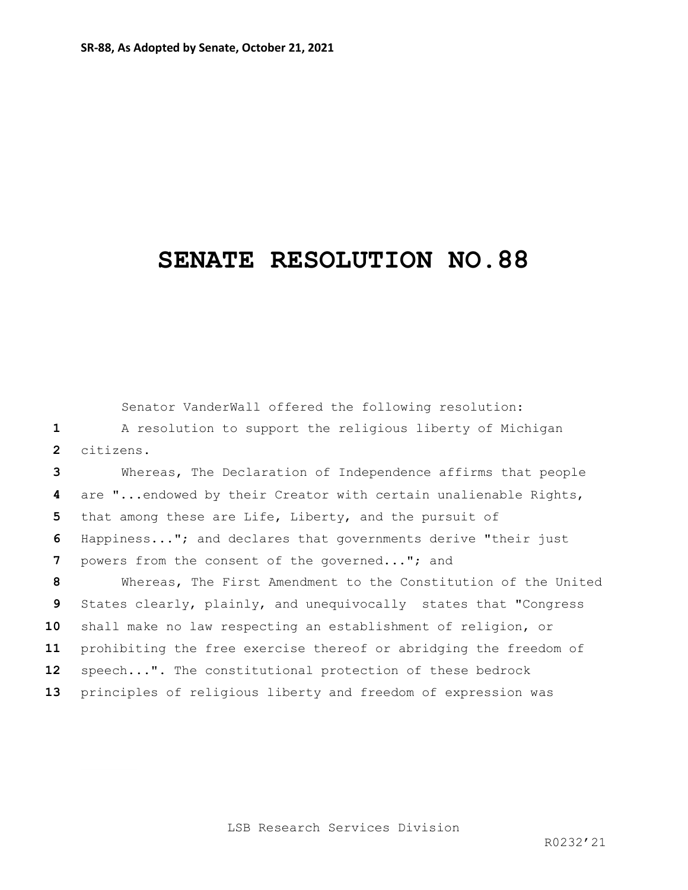**SR-88, As Adopted by Senate, October 21, 2021**

# SENATE RESOLUTION NO.88

Senator VanderWall offered the following resolution:

A resolution to support the religious liberty of Michigan citizens.

Whereas, The Declaration of Independence affirms that people are "...endowed by their Creator with certain unalienable Rights, that among these are Life, Liberty, and the pursuit of Happiness..."; and declares that governments derive "their just powers from the consent of the governed..."; and

Whereas, The First Amendment to the Constitution of the United States clearly, plainly, and unequivocally states that "Congress shall make no law respecting an establishment of religion, or prohibiting the free exercise thereof or abridging the freedom of speech...". The constitutional protection of these bedrock principles of religious liberty and freedom of expression was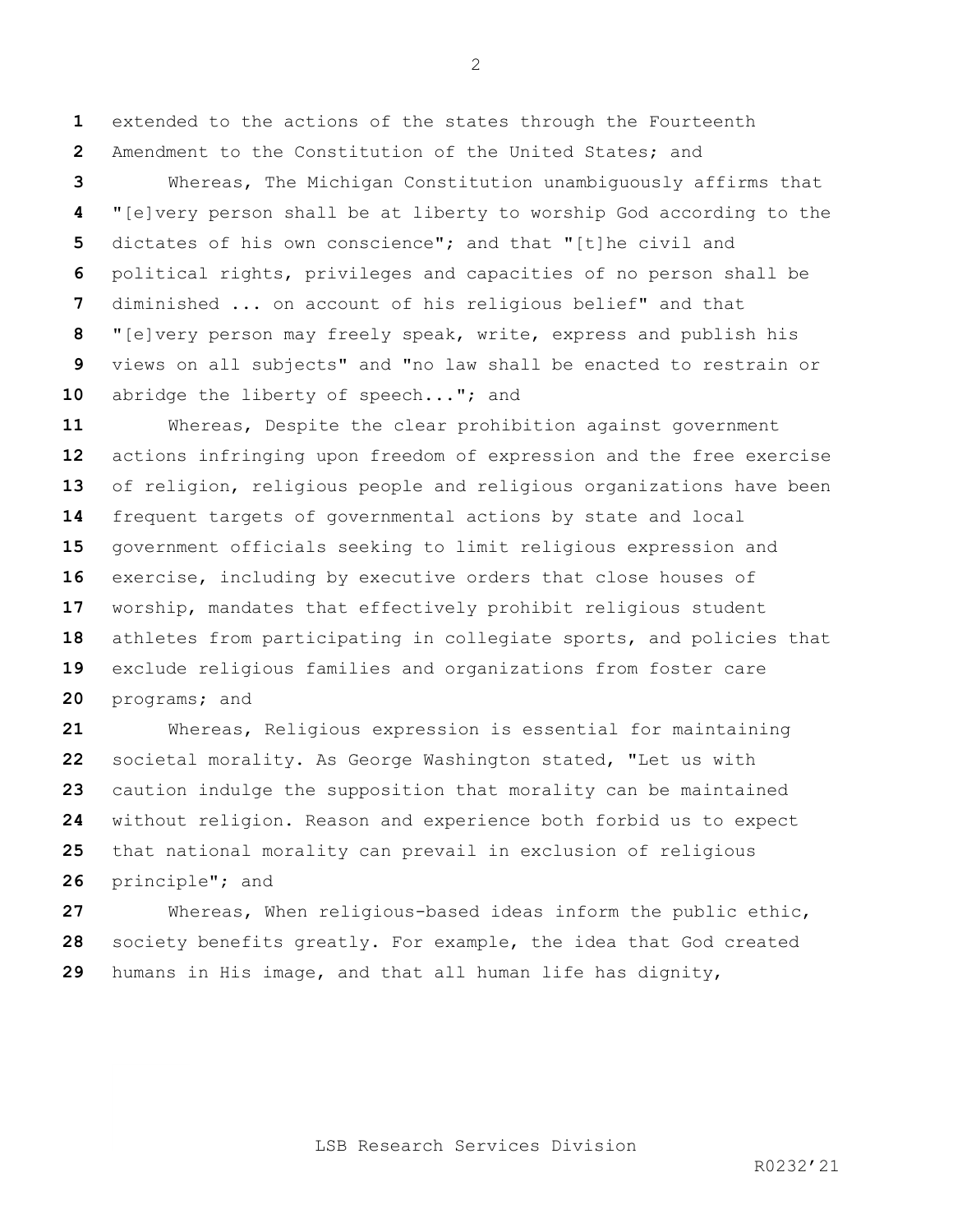extended to the actions of the states through the Fourteenth Amendment to the Constitution of the United States; and

Whereas, The Michigan Constitution unambiguously affirms that "[e]very person shall be at liberty to worship God according to the dictates of his own conscience"; and that "[t]he civil and political rights, privileges and capacities of no person shall be diminished ... on account of his religious belief" and that "[e]very person may freely speak, write, express and publish his views on all subjects" and "no law shall be enacted to restrain or abridge the liberty of speech..."; and

Whereas, Despite the clear prohibition against government actions infringing upon freedom of expression and the free exercise of religion, religious people and religious organizations have been frequent targets of governmental actions by state and local government officials seeking to limit religious expression and exercise, including by executive orders that close houses of worship, mandates that effectively prohibit religious student athletes from participating in collegiate sports, and policies that exclude religious families and organizations from foster care programs; and

Whereas, Religious expression is essential for maintaining societal morality. As George Washington stated, "Let us with caution indulge the supposition that morality can be maintained without religion. Reason and experience both forbid us to expect that national morality can prevail in exclusion of religious principle"; and

Whereas, When religious-based ideas inform the public ethic, society benefits greatly. For example, the idea that God created humans in His image, and that all human life has dignity,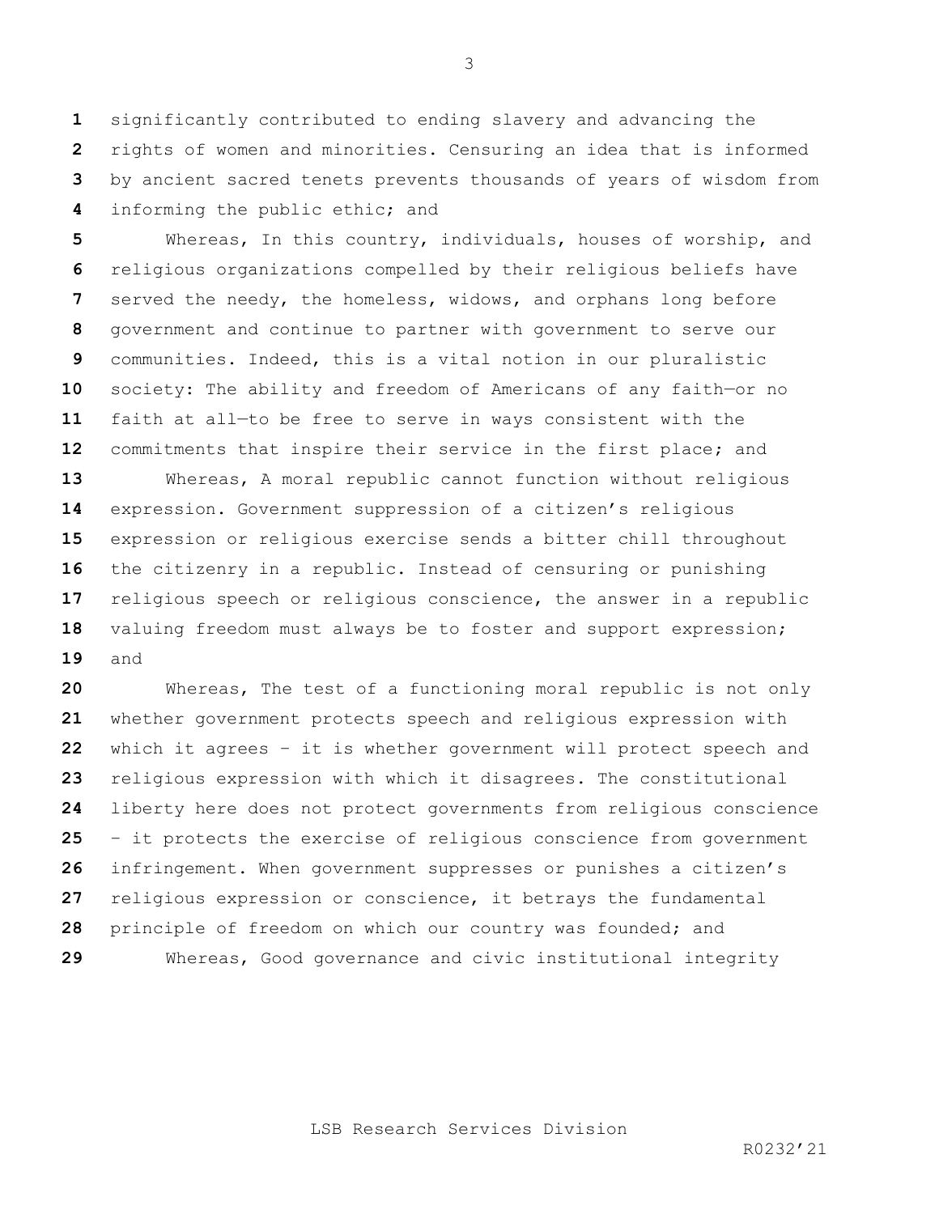significantly contributed to ending slavery and advancing the rights of women and minorities. Censuring an idea that is informed by ancient sacred tenets prevents thousands of years of wisdom from informing the public ethic; and

Whereas, In this country, individuals, houses of worship, and religious organizations compelled by their religious beliefs have served the needy, the homeless, widows, and orphans long before government and continue to partner with government to serve our communities. Indeed, this is a vital notion in our pluralistic society: The ability and freedom of Americans of any faith—or no faith at all—to be free to serve in ways consistent with the commitments that inspire their service in the first place; and

Whereas, A moral republic cannot function without religious expression. Government suppression of a citizen's religious expression or religious exercise sends a bitter chill throughout the citizenry in a republic. Instead of censuring or punishing religious speech or religious conscience, the answer in a republic valuing freedom must always be to foster and support expression; and

Whereas, The test of a functioning moral republic is not only whether government protects speech and religious expression with which it agrees – it is whether government will protect speech and religious expression with which it disagrees. The constitutional liberty here does not protect governments from religious conscience – it protects the exercise of religious conscience from government infringement. When government suppresses or punishes a citizen's religious expression or conscience, it betrays the fundamental principle of freedom on which our country was founded; and

Whereas, Good governance and civic institutional integrity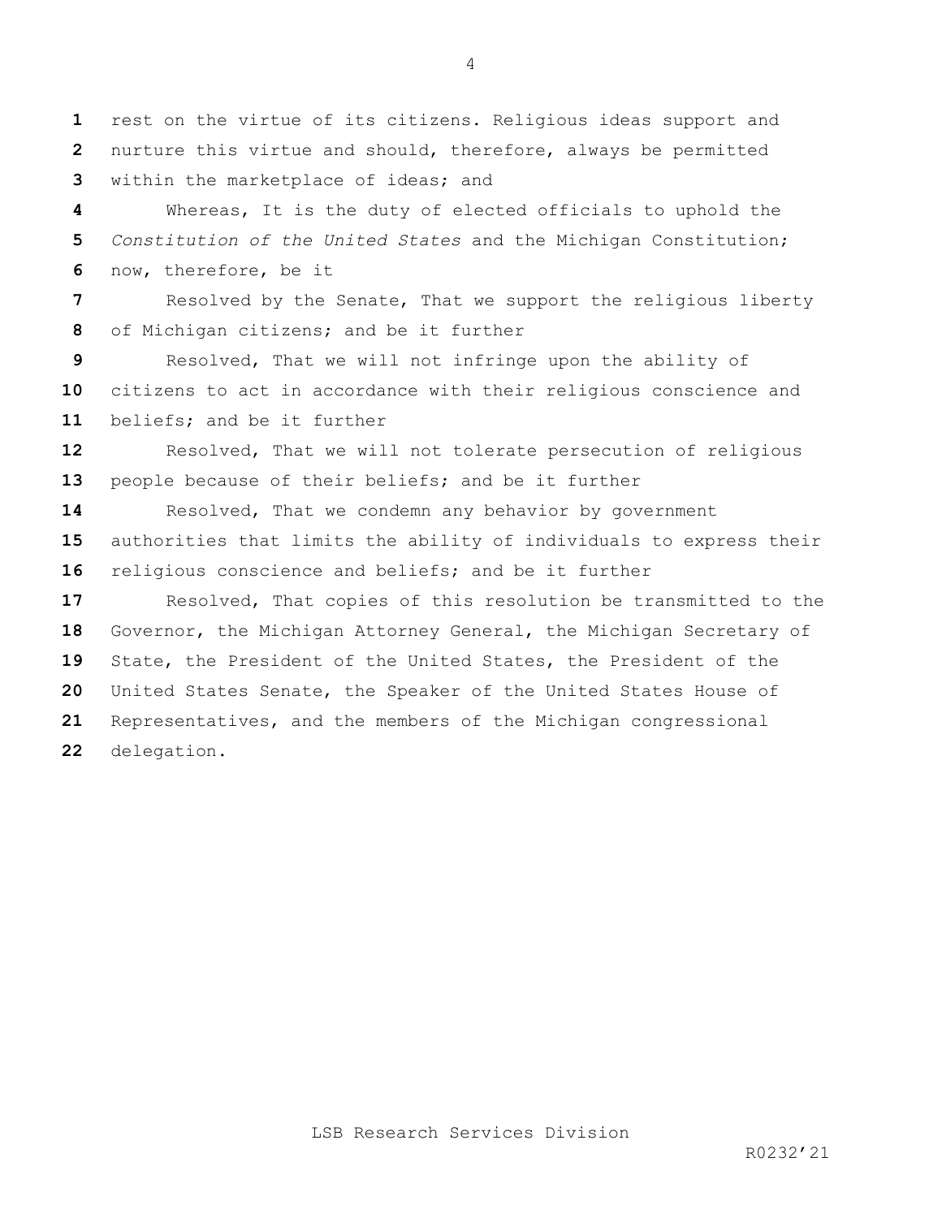rest on the virtue of its citizens. Religious ideas support and nurture this virtue and should, therefore, always be permitted within the marketplace of ideas; and

Whereas, It is the duty of elected officials to uphold the *Constitution of the United States* and the Michigan Constitution; now, therefore, be it

Resolved by the Senate, That we support the religious liberty of Michigan citizens; and be it further

Resolved, That we will not infringe upon the ability of citizens to act in accordance with their religious conscience and beliefs; and be it further

Resolved, That we will not tolerate persecution of religious people because of their beliefs; and be it further

Resolved, That we condemn any behavior by government authorities that limits the ability of individuals to express their religious conscience and beliefs; and be it further

Resolved, That copies of this resolution be transmitted to the Governor, the Michigan Attorney General, the Michigan Secretary of State, the President of the United States, the President of the United States Senate, the Speaker of the United States House of Representatives, and the members of the Michigan congressional delegation.